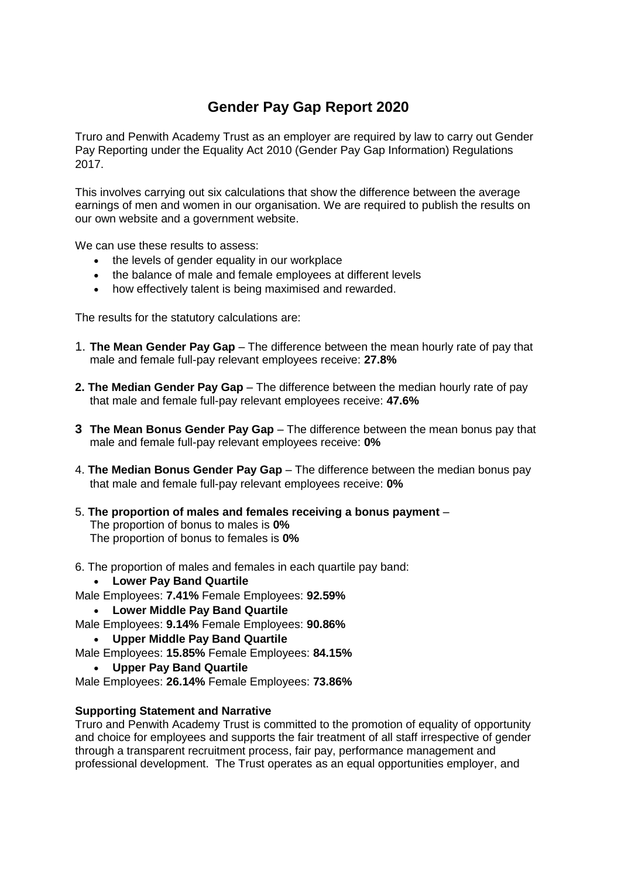# Gender Pay Gap Report 2020

Truro and Penwith Academy Trust as an employer are required by law to carry out Gender Pay Reporting under the Equality Act 2010 (Gender Pay Gap Information) Regulations 2017.

This involves carrying out six calculations that show the difference between the average earnings of men and women in our organisation. We are required to publish the results on our own website and a government website.

We can use these results to assess:

- the levels of gender equality in our workplace
- the balance of male and female employees at different levels
- how effectively talent is being maximised and rewarded.

The results for the statutory calculations are:

1. **The Mean Gender Pay Gap** – The difference between the mean hourly rate of pay that male and female full-pay relevant employees receive: **27.8%**

2. **The Median Gender Pay Gap** – The difference between the median hourly rate of pay that male and female full-pay relevant employees receive: **47.6%**

3. **The Mean Bonus Gender Pay Gap** – The difference between the mean bonus pay that male and female full-pay relevant employees receive: **0%**

4. **The Median Bonus Gender Pay Gap** – The difference between the median bonus pay that male and female full-pay relevant employees receive: **0%**

5. **The proportion of males and females receiving a bonus payment** –
   The proportion of bonus to males is **0%**
   The proportion of bonus to females is **0%**

6. The proportion of males and females in each quartile pay band:

- **Lower Pay Band Quartile**

Male Employees: **7.41%** Female Employees: **92.59%**

- **Lower Middle Pay Band Quartile**

Male Employees: **9.14%** Female Employees: **90.86%**

- **Upper Middle Pay Band Quartile**

Male Employees: **15.85%** Female Employees: **84.15%**

- **Upper Pay Band Quartile**

Male Employees: **26.14%** Female Employees: **73.86%**

**Supporting Statement and Narrative**

Truro and Penwith Academy Trust is committed to the promotion of equality of opportunity and choice for employees and supports the fair treatment of all staff irrespective of gender through a transparent recruitment process, fair pay, performance management and professional development. The Trust operates as an equal opportunities employer, and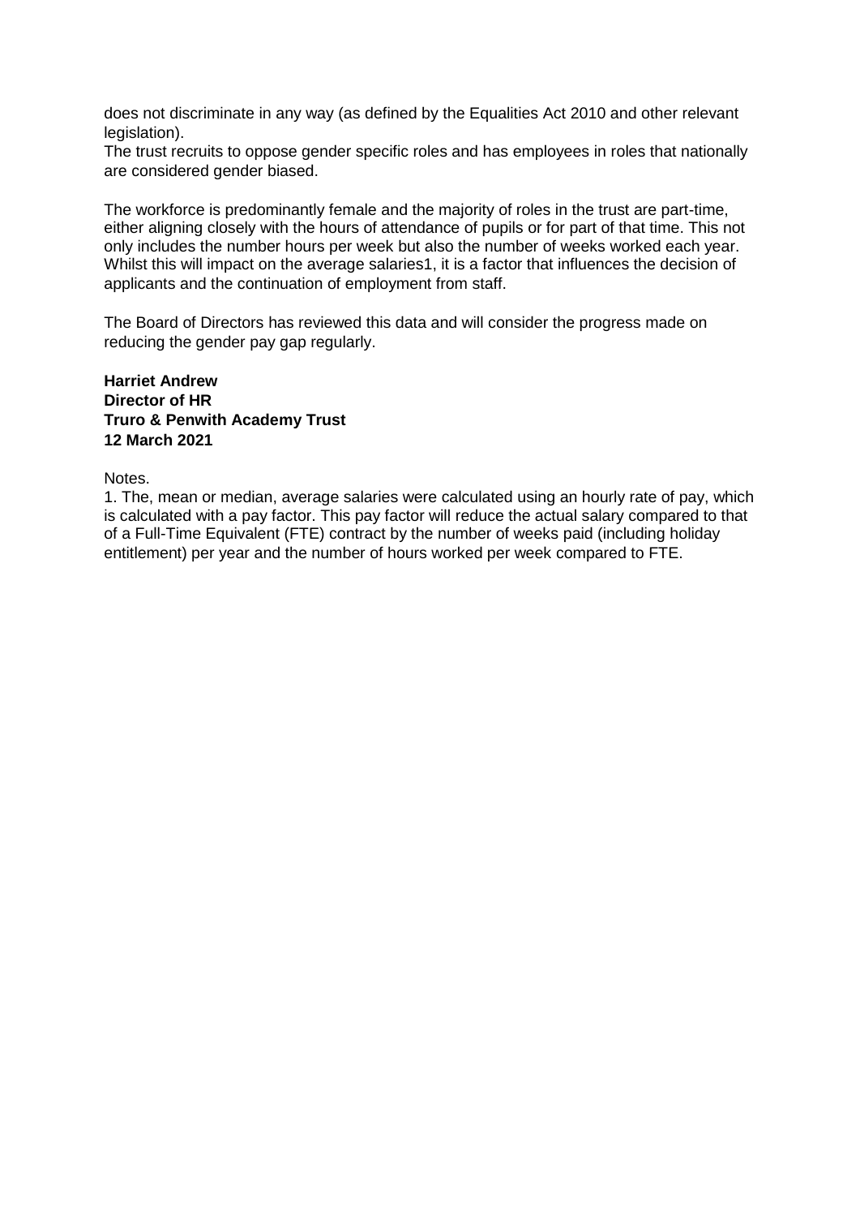does not discriminate in any way (as defined by the Equalities Act 2010 and other relevant legislation).
The trust recruits to oppose gender specific roles and has employees in roles that nationally are considered gender biased.

The workforce is predominantly female and the majority of roles in the trust are part-time, either aligning closely with the hours of attendance of pupils or for part of that time. This not only includes the number hours per week but also the number of weeks worked each year. Whilst this will impact on the average salaries[1], it is a factor that influences the decision of applicants and the continuation of employment from staff.

The Board of Directors has reviewed this data and will consider the progress made on reducing the gender pay gap regularly.

**Harriet Andrew**
**Director of HR**
**Truro & Penwith Academy Trust**
**12 March 2021**

Notes.

1. The, mean or median, average salaries were calculated using an hourly rate of pay, which is calculated with a pay factor. This pay factor will reduce the actual salary compared to that of a Full-Time Equivalent (FTE) contract by the number of weeks paid (including holiday entitlement) per year and the number of hours worked per week compared to FTE.